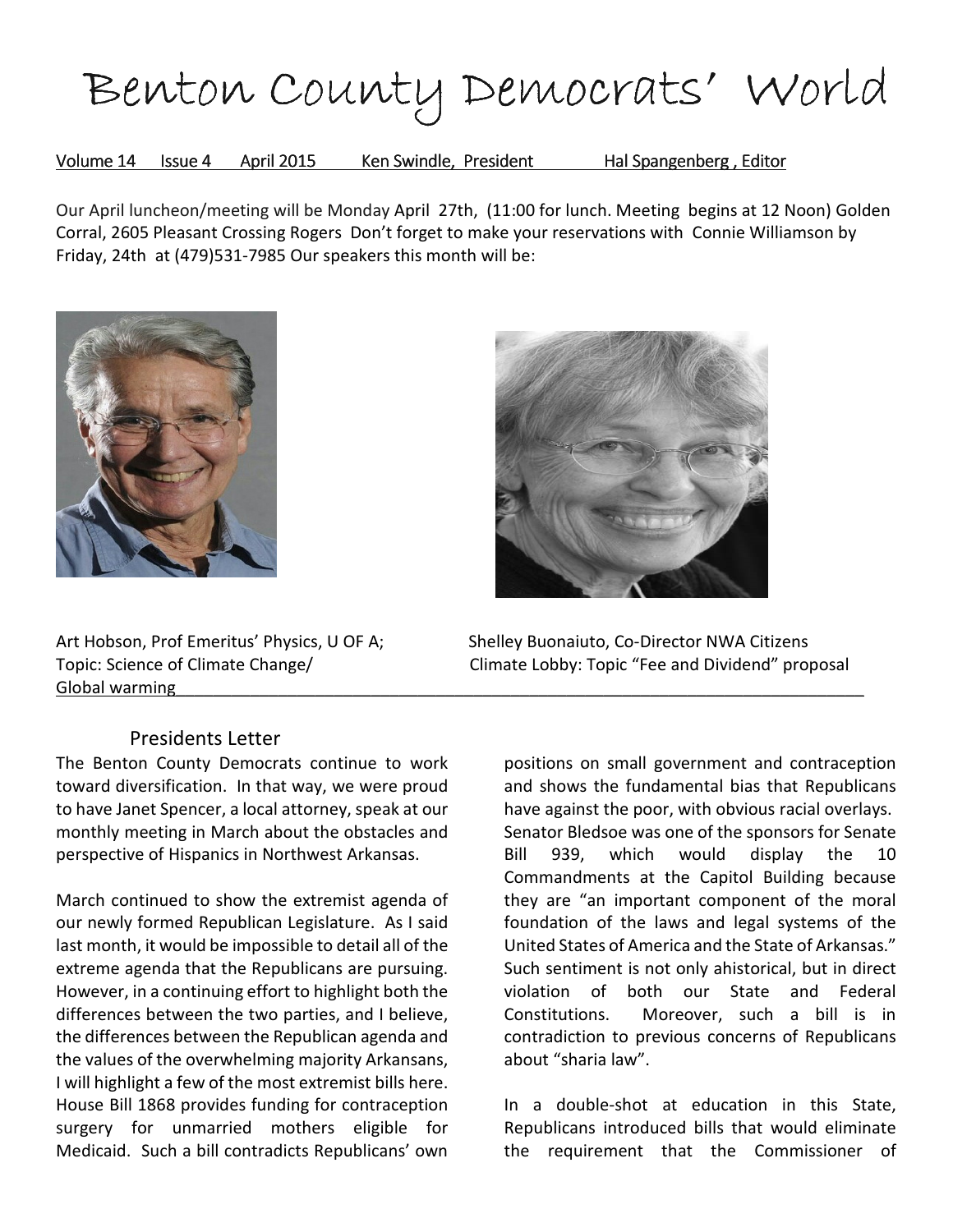# Benton County Democrats' World

Volume 14 Issue 4 April 2015 Ken Swindle, President Hal Spangenberg , Editor

Our April luncheon/meeting will be Monday April 27th, (11:00 for lunch. Meeting begins at 12 Noon) Golden Corral, 2605 Pleasant Crossing Rogers Don't forget to make your reservations with Connie Williamson by Friday, 24th at (479)531-7985 Our speakers this month will be:

Art Hobson, Prof Emeritus' Physics, U OF A; Topic: Science of Climate Change/ Global warming

Shelley Buonaiuto, Co-Director NWA Citizens Climate Lobby: Topic "Fee and Dividend" proposal

## Presidents Letter

The Benton County Democrats continue to work toward diversification. In that way, we were proud to have Janet Spencer, a local attorney, speak at our monthly meeting in March about the obstacles and perspective of Hispanics in Northwest Arkansas.

March continued to show the extremist agenda of our newly formed Republican Legislature. As I said last month, it would be impossible to detail all of the extreme agenda that the Republicans are pursuing. However, in a continuing effort to highlight both the differences between the two parties, and I believe, the differences between the Republican agenda and the values of the overwhelming majority Arkansans, I will highlight a few of the most extremist bills here. House Bill 1868 provides funding for contraception surgery for unmarried mothers eligible for Medicaid. Such a bill contradicts Republicans' own positions on small government and contraception and shows the fundamental bias that Republicans have against the poor, with obvious racial overlays. Senator Bledsoe was one of the sponsors for Senate Bill 939, which would display the 10 Commandments at the Capitol Building because they are "an important component of the moral foundation of the laws and legal systems of the United States of America and the State of Arkansas." Such sentiment is not only ahistorical, but in direct violation of both our State and Federal Constitutions. Moreover, such a bill is in contradiction to previous concerns of Republicans about "sharia law".

In a double-shot at education in this State, Republicans introduced bills that would eliminate the requirement that the Commissioner of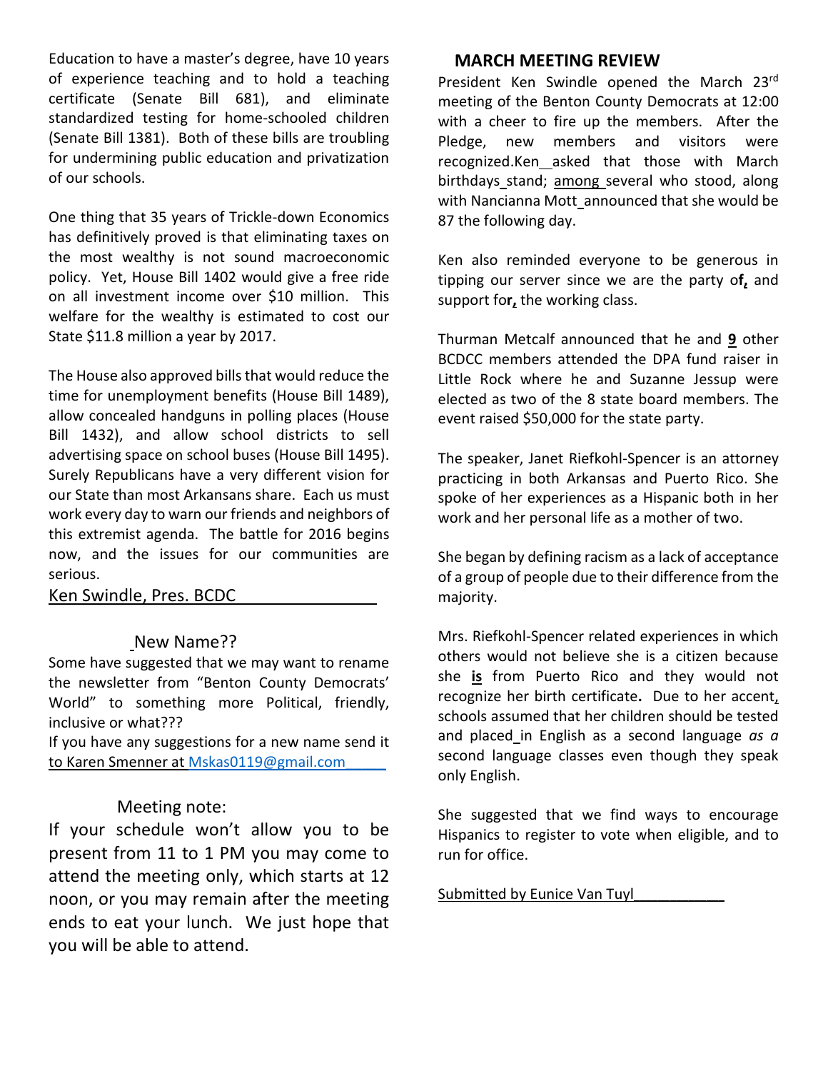Education to have a master's degree, have 10 years of experience teaching and to hold a teaching certificate (Senate Bill 681), and eliminate standardized testing for home-schooled children (Senate Bill 1381). Both of these bills are troubling for undermining public education and privatization of our schools.

One thing that 35 years of Trickle-down Economics has definitively proved is that eliminating taxes on the most wealthy is not sound macroeconomic policy. Yet, House Bill 1402 would give a free ride on all investment income over $10 million. This welfare for the wealthy is estimated to cost our State $11.8 million a year by 2017.

The House also approved bills that would reduce the time for unemployment benefits (House Bill 1489), allow concealed handguns in polling places (House Bill 1432), and allow school districts to sell advertising space on school buses (House Bill 1495). Surely Republicans have a very different vision for our State than most Arkansans share. Each us must work every day to warn our friends and neighbors of this extremist agenda. The battle for 2016 begins now, and the issues for our communities are serious.

Ken Swindle, Pres. BCDC

## New Name??

Some have suggested that we may want to rename the newsletter from "Benton County Democrats' World" to something more Political, friendly, inclusive or what???

If you have any suggestions for a new name send it to Karen Smenner at Mskas0119@gmail.com

## Meeting note:

If your schedule won't allow you to be present from 11 to 1 PM you may come to attend the meeting only, which starts at 12 noon, or you may remain after the meeting ends to eat your lunch. We just hope that you will be able to attend.

## MARCH MEETING REVIEW

President Ken Swindle opened the March 23rd meeting of the Benton County Democrats at 12:00 with a cheer to fire up the members. After the Pledge, new members and visitors were recognized. Ken asked that those with March birthdays stand; among several who stood, along with Nancianna Mott announced that she would be 87 the following day.

Ken also reminded everyone to be generous in tipping our server since we are the party **of,** and support **for,** the working class.

Thurman Metcalf announced that he and **9** other BCDCC members attended the DPA fund raiser in Little Rock where he and Suzanne Jessup were elected as two of the 8 state board members. The event raised $50,000 for the state party.

The speaker, Janet Riefkohl-Spencer is an attorney practicing in both Arkansas and Puerto Rico. She spoke of her experiences as a Hispanic both in her work and her personal life as a mother of two.

She began by defining racism as a lack of acceptance of a group of people due to their difference from the majority.

Mrs. Riefkohl-Spencer related experiences in which others would not believe she is a citizen because she **is** from Puerto Rico and they would not recognize her birth certificate**.** Due to her accent, schools assumed that her children should be tested and placed in English as a second language *as a* second language classes even though they speak only English.

She suggested that we find ways to encourage Hispanics to register to vote when eligible, and to run for office.

Submitted by Eunice Van Tuyl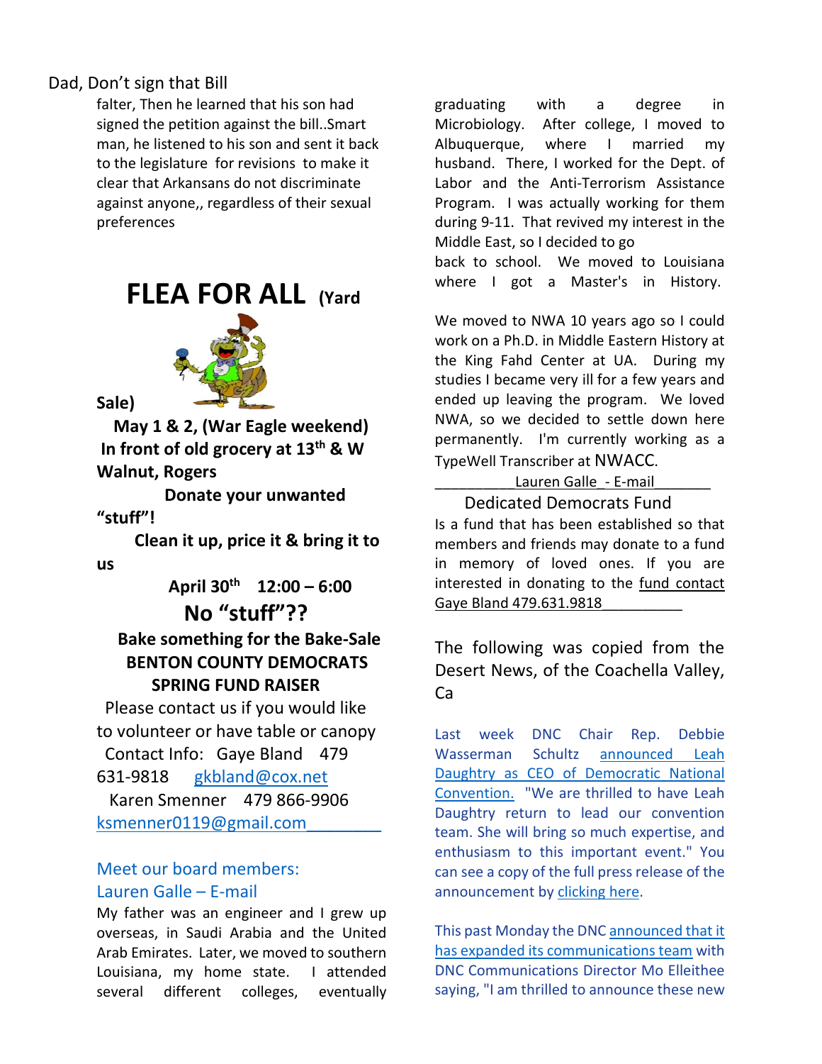Dad, Don't sign that Bill

falter, Then he learned that his son had signed the petition against the bill..Smart man, he listened to his son and sent it back to the legislature for revisions to make it clear that Arkansans do not discriminate against anyone,, regardless of their sexual preferences

# FLEA FOR ALL (Yard Sale)

**May 1 & 2, (War Eagle weekend)**
**In front of old grocery at 13th & W Walnut, Rogers**

**Donate your unwanted "stuff"!**

**Clean it up, price it & bring it to us**

**April 30th 12:00 – 6:00**

## No "stuff"??

**Bake something for the Bake-Sale**
**BENTON COUNTY DEMOCRATS SPRING FUND RAISER**

Please contact us if you would like to volunteer or have table or canopy

Contact Info: Gaye Bland 479 631-9818 gkbland@cox.net

Karen Smenner 479 866-9906 ksmenner0119@gmail.com

## Meet our board members:

### Lauren Galle – E-mail

My father was an engineer and I grew up overseas, in Saudi Arabia and the United Arab Emirates. Later, we moved to southern Louisiana, my home state. I attended several different colleges, eventually graduating with a degree in Microbiology. After college, I moved to Albuquerque, where I married my husband. There, I worked for the Dept. of Labor and the Anti-Terrorism Assistance Program. I was actually working for them during 9-11. That revived my interest in the Middle East, so I decided to go back to school. We moved to Louisiana where I got a Master's in History.

We moved to NWA 10 years ago so I could work on a Ph.D. in Middle Eastern History at the King Fahd Center at UA. During my studies I became very ill for a few years and ended up leaving the program. We loved NWA, so we decided to settle down here permanently. I'm currently working as a TypeWell Transcriber at NWACC.

Lauren Galle - E-mail

## Dedicated Democrats Fund

Is a fund that has been established so that members and friends may donate to a fund in memory of loved ones. If you are interested in donating to the fund contact Gaye Bland 479.631.9818

The following was copied from the Desert News, of the Coachella Valley, Ca

Last week DNC Chair Rep. Debbie Wasserman Schultz announced Leah Daughtry as CEO of Democratic National Convention. "We are thrilled to have Leah Daughtry return to lead our convention team. She will bring so much expertise, and enthusiasm to this important event." You can see a copy of the full press release of the announcement by clicking here.

This past Monday the DNC announced that it has expanded its communications team with DNC Communications Director Mo Elleithee saying, "I am thrilled to announce these new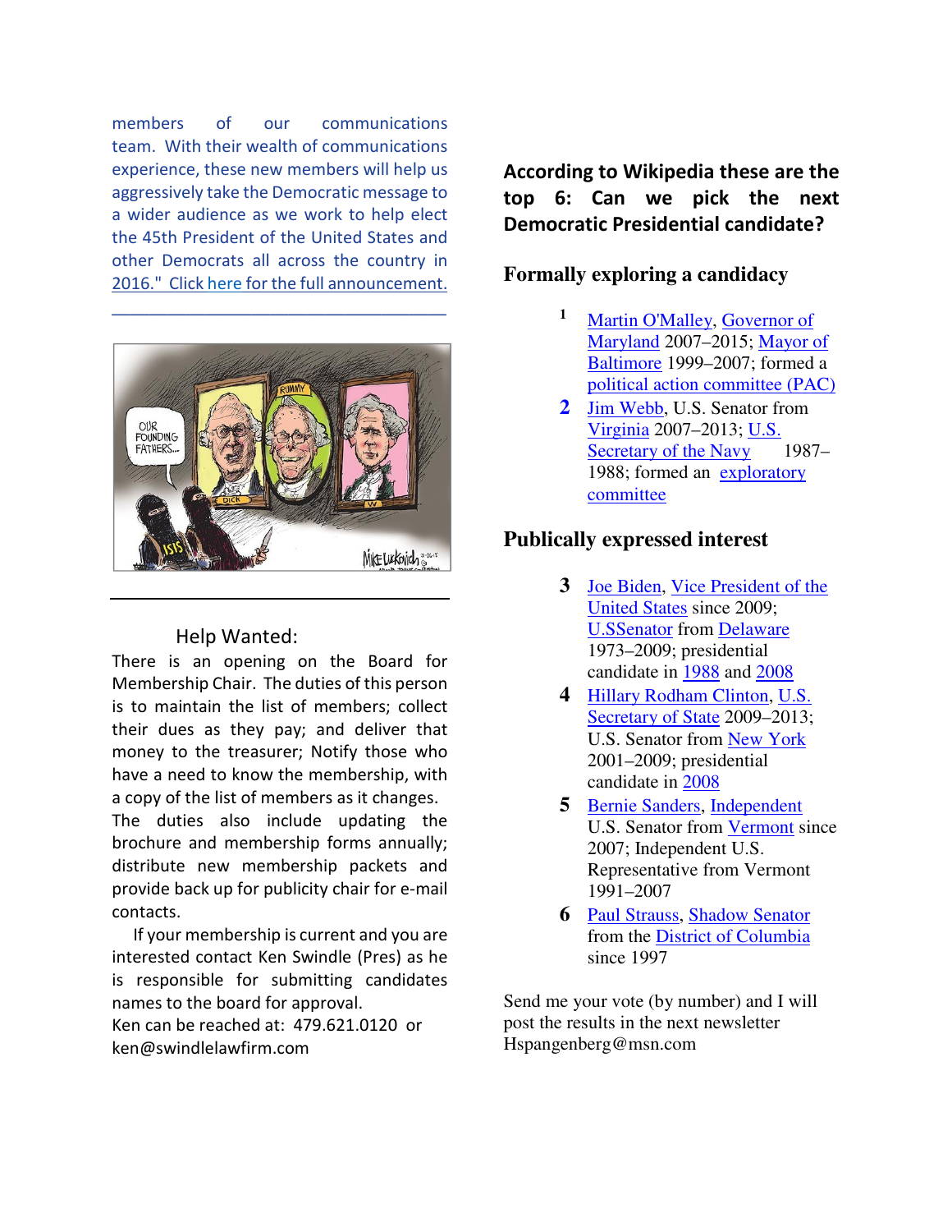members of our communications team. With their wealth of communications experience, these new members will help us aggressively take the Democratic message to a wider audience as we work to help elect the 45th President of the United States and other Democrats all across the country in 2016." Click here for the full announcement.

---

## Help Wanted:

There is an opening on the Board for Membership Chair. The duties of this person is to maintain the list of members; collect their dues as they pay; and deliver that money to the treasurer; Notify those who have a need to know the membership, with a copy of the list of members as it changes. The duties also include updating the brochure and membership forms annually; distribute new membership packets and provide back up for publicity chair for e-mail contacts.

If your membership is current and you are interested contact Ken Swindle (Pres) as he is responsible for submitting candidates names to the board for approval.
Ken can be reached at: 479.621.0120 or ken@swindlelawfirm.com

## According to Wikipedia these are the top 6: Can we pick the next Democratic Presidential candidate?

### Formally exploring a candidacy

1. Martin O'Malley, Governor of Maryland 2007–2015; Mayor of Baltimore 1999–2007; formed a political action committee (PAC)
2. Jim Webb, U.S. Senator from Virginia 2007–2013; U.S. Secretary of the Navy 1987–1988; formed an exploratory committee

### Publically expressed interest

3. Joe Biden, Vice President of the United States since 2009; U.SSenator from Delaware 1973–2009; presidential candidate in 1988 and 2008
4. Hillary Rodham Clinton, U.S. Secretary of State 2009–2013; U.S. Senator from New York 2001–2009; presidential candidate in 2008
5. Bernie Sanders, Independent U.S. Senator from Vermont since 2007; Independent U.S. Representative from Vermont 1991–2007
6. Paul Strauss, Shadow Senator from the District of Columbia since 1997

Send me your vote (by number) and I will post the results in the next newsletter Hspangenberg@msn.com